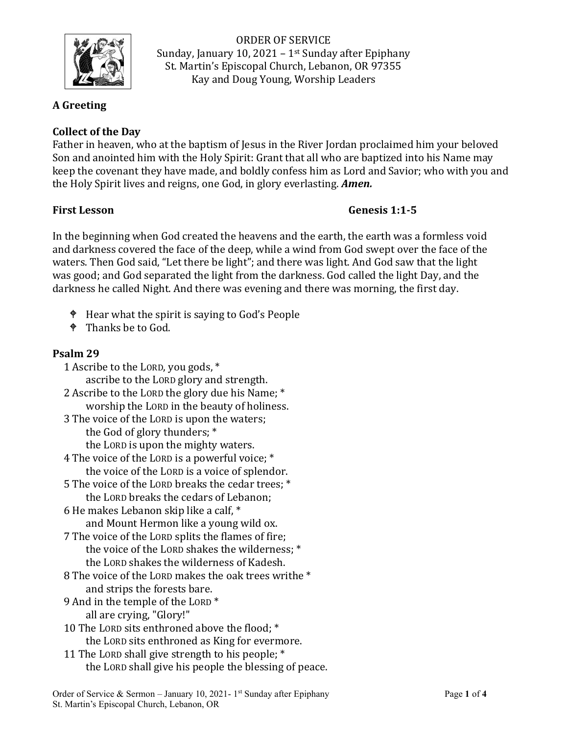ORDER OF SERVICE
Sunday, January 10, 2021 – 1st Sunday after Epiphany
St. Martin's Episcopal Church, Lebanon, OR 97355
Kay and Doug Young, Worship Leaders

**A Greeting**

**Collect of the Day**

Father in heaven, who at the baptism of Jesus in the River Jordan proclaimed him your beloved Son and anointed him with the Holy Spirit: Grant that all who are baptized into his Name may keep the covenant they have made, and boldly confess him as Lord and Savior; who with you and the Holy Spirit lives and reigns, one God, in glory everlasting. ***Amen.***

**First Lesson** **Genesis 1:1-5**

In the beginning when God created the heavens and the earth, the earth was a formless void and darkness covered the face of the deep, while a wind from God swept over the face of the waters. Then God said, "Let there be light"; and there was light. And God saw that the light was good; and God separated the light from the darkness. God called the light Day, and the darkness he called Night. And there was evening and there was morning, the first day.

- Hear what the spirit is saying to God's People
- Thanks be to God.

**Psalm 29**

1 Ascribe to the LORD, you gods, *
  ascribe to the LORD glory and strength.
2 Ascribe to the LORD the glory due his Name; *
  worship the LORD in the beauty of holiness.
3 The voice of the LORD is upon the waters;
  the God of glory thunders; *
  the LORD is upon the mighty waters.
4 The voice of the LORD is a powerful voice; *
  the voice of the LORD is a voice of splendor.
5 The voice of the LORD breaks the cedar trees; *
  the LORD breaks the cedars of Lebanon;
6 He makes Lebanon skip like a calf, *
  and Mount Hermon like a young wild ox.
7 The voice of the LORD splits the flames of fire;
  the voice of the LORD shakes the wilderness; *
  the LORD shakes the wilderness of Kadesh.
8 The voice of the LORD makes the oak trees writhe *
  and strips the forests bare.
9 And in the temple of the LORD *
  all are crying, "Glory!"
10 The LORD sits enthroned above the flood; *
  the LORD sits enthroned as King for evermore.
11 The LORD shall give strength to his people; *
  the LORD shall give his people the blessing of peace.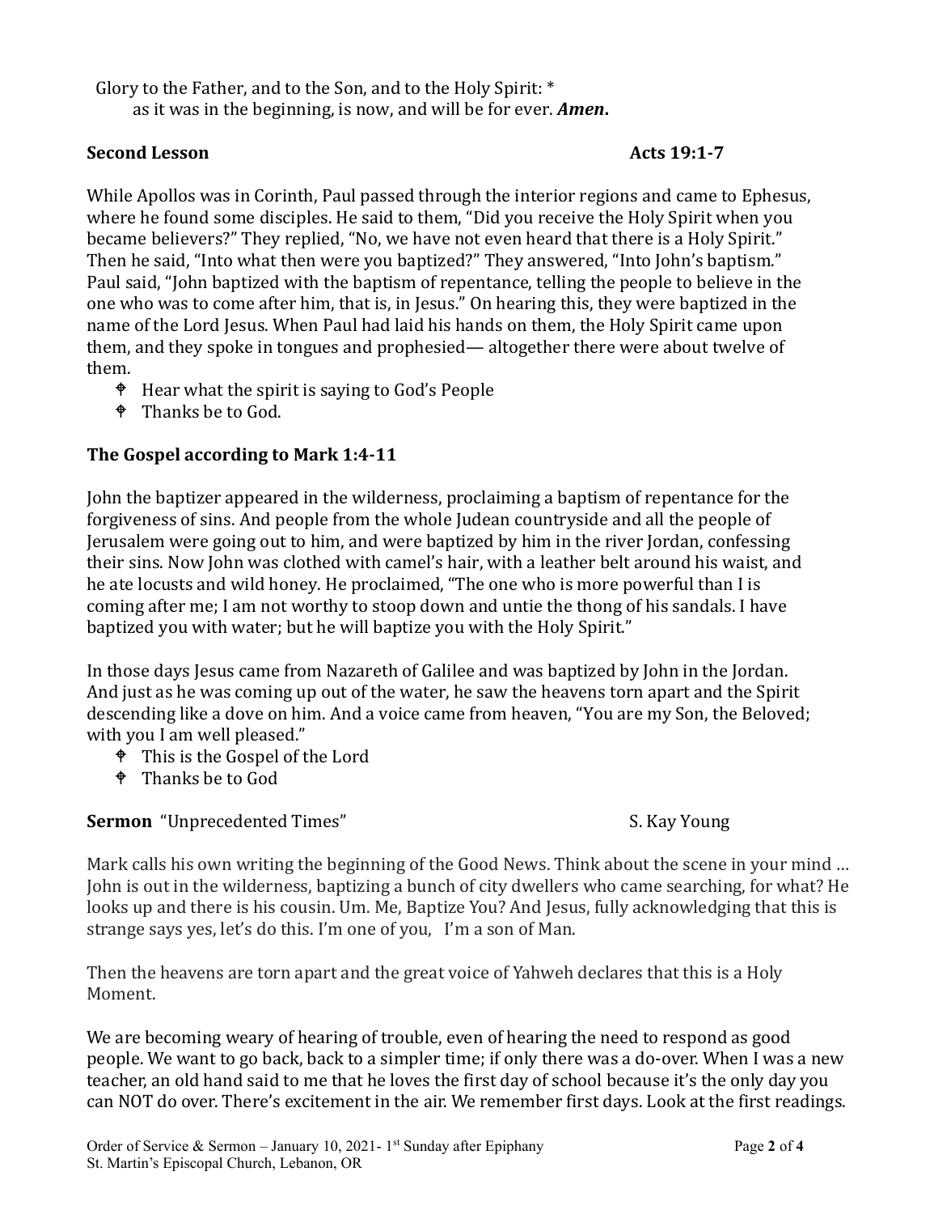Glory to the Father, and to the Son, and to the Holy Spirit: *
  as it was in the beginning, is now, and will be for ever. ***Amen.***

**Second Lesson** **Acts 19:1-7**

While Apollos was in Corinth, Paul passed through the interior regions and came to Ephesus, where he found some disciples. He said to them, "Did you receive the Holy Spirit when you became believers?" They replied, "No, we have not even heard that there is a Holy Spirit." Then he said, "Into what then were you baptized?" They answered, "Into John's baptism." Paul said, "John baptized with the baptism of repentance, telling the people to believe in the one who was to come after him, that is, in Jesus." On hearing this, they were baptized in the name of the Lord Jesus. When Paul had laid his hands on them, the Holy Spirit came upon them, and they spoke in tongues and prophesied— altogether there were about twelve of them.

- Hear what the spirit is saying to God's People
- Thanks be to God.

**The Gospel according to Mark 1:4-11**

John the baptizer appeared in the wilderness, proclaiming a baptism of repentance for the forgiveness of sins. And people from the whole Judean countryside and all the people of Jerusalem were going out to him, and were baptized by him in the river Jordan, confessing their sins. Now John was clothed with camel's hair, with a leather belt around his waist, and he ate locusts and wild honey. He proclaimed, "The one who is more powerful than I is coming after me; I am not worthy to stoop down and untie the thong of his sandals. I have baptized you with water; but he will baptize you with the Holy Spirit."

In those days Jesus came from Nazareth of Galilee and was baptized by John in the Jordan. And just as he was coming up out of the water, he saw the heavens torn apart and the Spirit descending like a dove on him. And a voice came from heaven, "You are my Son, the Beloved; with you I am well pleased."

- This is the Gospel of the Lord
- Thanks be to God

**Sermon** "Unprecedented Times" S. Kay Young

Mark calls his own writing the beginning of the Good News. Think about the scene in your mind … John is out in the wilderness, baptizing a bunch of city dwellers who came searching, for what? He looks up and there is his cousin. Um. Me, Baptize You? And Jesus, fully acknowledging that this is strange says yes, let's do this. I'm one of you, I'm a son of Man.

Then the heavens are torn apart and the great voice of Yahweh declares that this is a Holy Moment.

We are becoming weary of hearing of trouble, even of hearing the need to respond as good people. We want to go back, back to a simpler time; if only there was a do-over. When I was a new teacher, an old hand said to me that he loves the first day of school because it's the only day you can NOT do over. There's excitement in the air. We remember first days. Look at the first readings.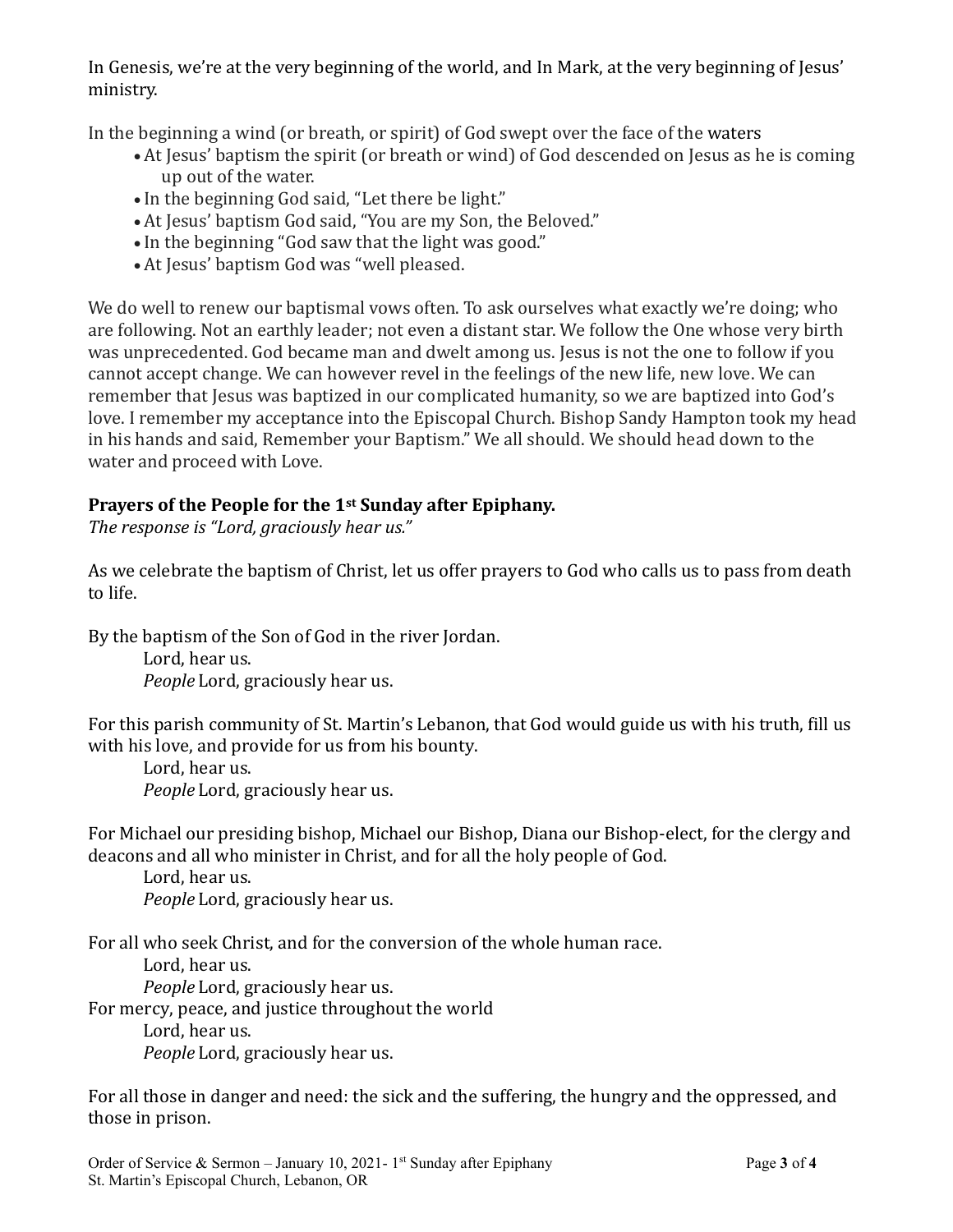In Genesis, we're at the very beginning of the world, and In Mark, at the very beginning of Jesus' ministry.

In the beginning a wind (or breath, or spirit) of God swept over the face of the waters

- At Jesus' baptism the spirit (or breath or wind) of God descended on Jesus as he is coming up out of the water.
- In the beginning God said, "Let there be light."
- At Jesus' baptism God said, "You are my Son, the Beloved."
- In the beginning "God saw that the light was good."
- At Jesus' baptism God was "well pleased.

We do well to renew our baptismal vows often. To ask ourselves what exactly we're doing; who are following. Not an earthly leader; not even a distant star. We follow the One whose very birth was unprecedented. God became man and dwelt among us. Jesus is not the one to follow if you cannot accept change. We can however revel in the feelings of the new life, new love. We can remember that Jesus was baptized in our complicated humanity, so we are baptized into God's love. I remember my acceptance into the Episcopal Church. Bishop Sandy Hampton took my head in his hands and said, Remember your Baptism." We all should. We should head down to the water and proceed with Love.

**Prayers of the People for the 1st Sunday after Epiphany.**

*The response is "Lord, graciously hear us."*

As we celebrate the baptism of Christ, let us offer prayers to God who calls us to pass from death to life.

By the baptism of the Son of God in the river Jordan.

Lord, hear us.
*People* Lord, graciously hear us.

For this parish community of St. Martin's Lebanon, that God would guide us with his truth, fill us with his love, and provide for us from his bounty.

Lord, hear us.
*People* Lord, graciously hear us.

For Michael our presiding bishop, Michael our Bishop, Diana our Bishop-elect, for the clergy and deacons and all who minister in Christ, and for all the holy people of God.

Lord, hear us.
*People* Lord, graciously hear us.

For all who seek Christ, and for the conversion of the whole human race.

Lord, hear us.
*People* Lord, graciously hear us.

For mercy, peace, and justice throughout the world

Lord, hear us.
*People* Lord, graciously hear us.

For all those in danger and need: the sick and the suffering, the hungry and the oppressed, and those in prison.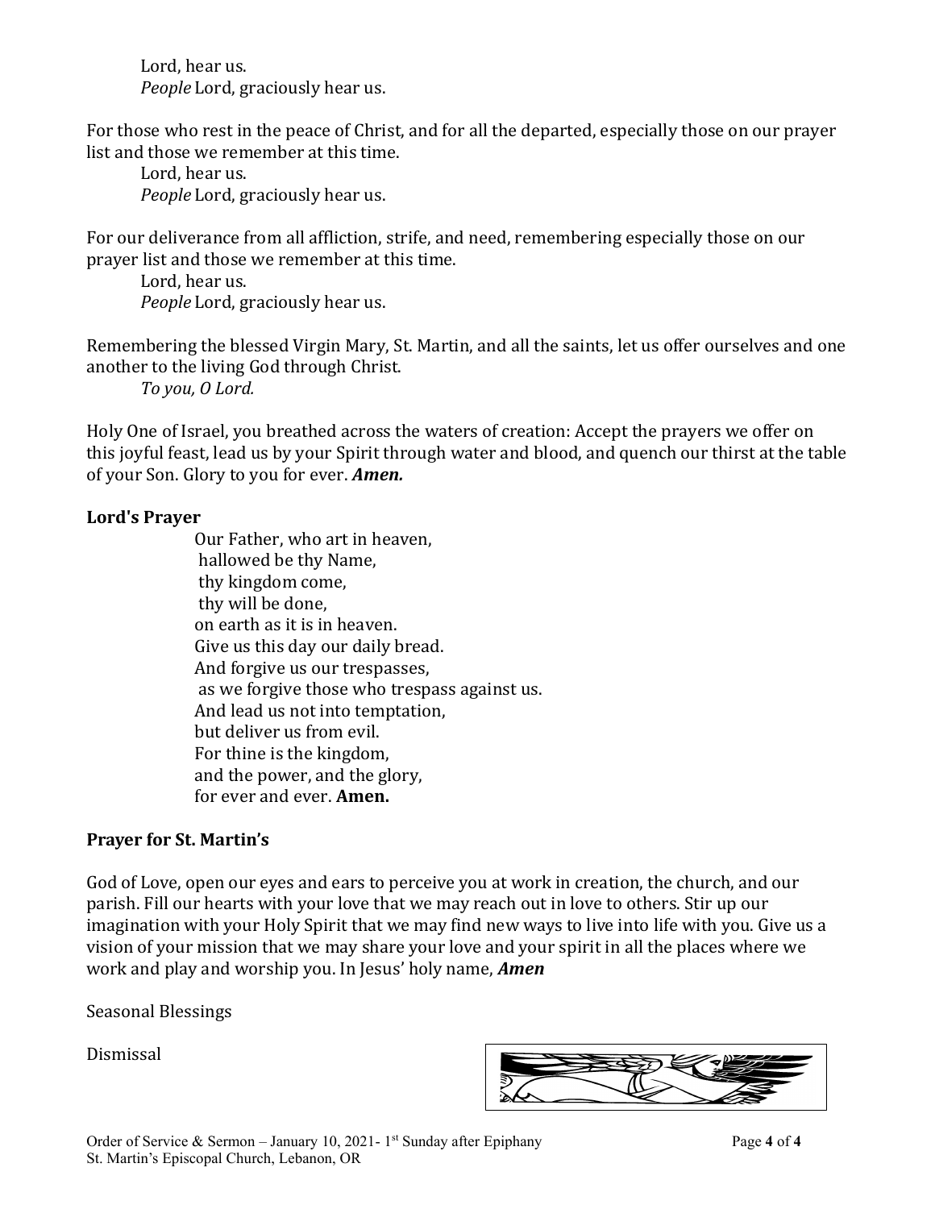Lord, hear us.
*People* Lord, graciously hear us.

For those who rest in the peace of Christ, and for all the departed, especially those on our prayer list and those we remember at this time.

Lord, hear us.
*People* Lord, graciously hear us.

For our deliverance from all affliction, strife, and need, remembering especially those on our prayer list and those we remember at this time.

Lord, hear us.
*People* Lord, graciously hear us.

Remembering the blessed Virgin Mary, St. Martin, and all the saints, let us offer ourselves and one another to the living God through Christ.

*To you, O Lord.*

Holy One of Israel, you breathed across the waters of creation: Accept the prayers we offer on this joyful feast, lead us by your Spirit through water and blood, and quench our thirst at the table of your Son. Glory to you for ever. ***Amen.***

**Lord's Prayer**

Our Father, who art in heaven,
hallowed be thy Name,
thy kingdom come,
thy will be done,
on earth as it is in heaven.
Give us this day our daily bread.
And forgive us our trespasses,
as we forgive those who trespass against us.
And lead us not into temptation,
but deliver us from evil.
For thine is the kingdom,
and the power, and the glory,
for ever and ever. **Amen.**

**Prayer for St. Martin's**

God of Love, open our eyes and ears to perceive you at work in creation, the church, and our parish. Fill our hearts with your love that we may reach out in love to others. Stir up our imagination with your Holy Spirit that we may find new ways to live into life with you. Give us a vision of your mission that we may share your love and your spirit in all the places where we work and play and worship you. In Jesus' holy name, ***Amen***

Seasonal Blessings

Dismissal